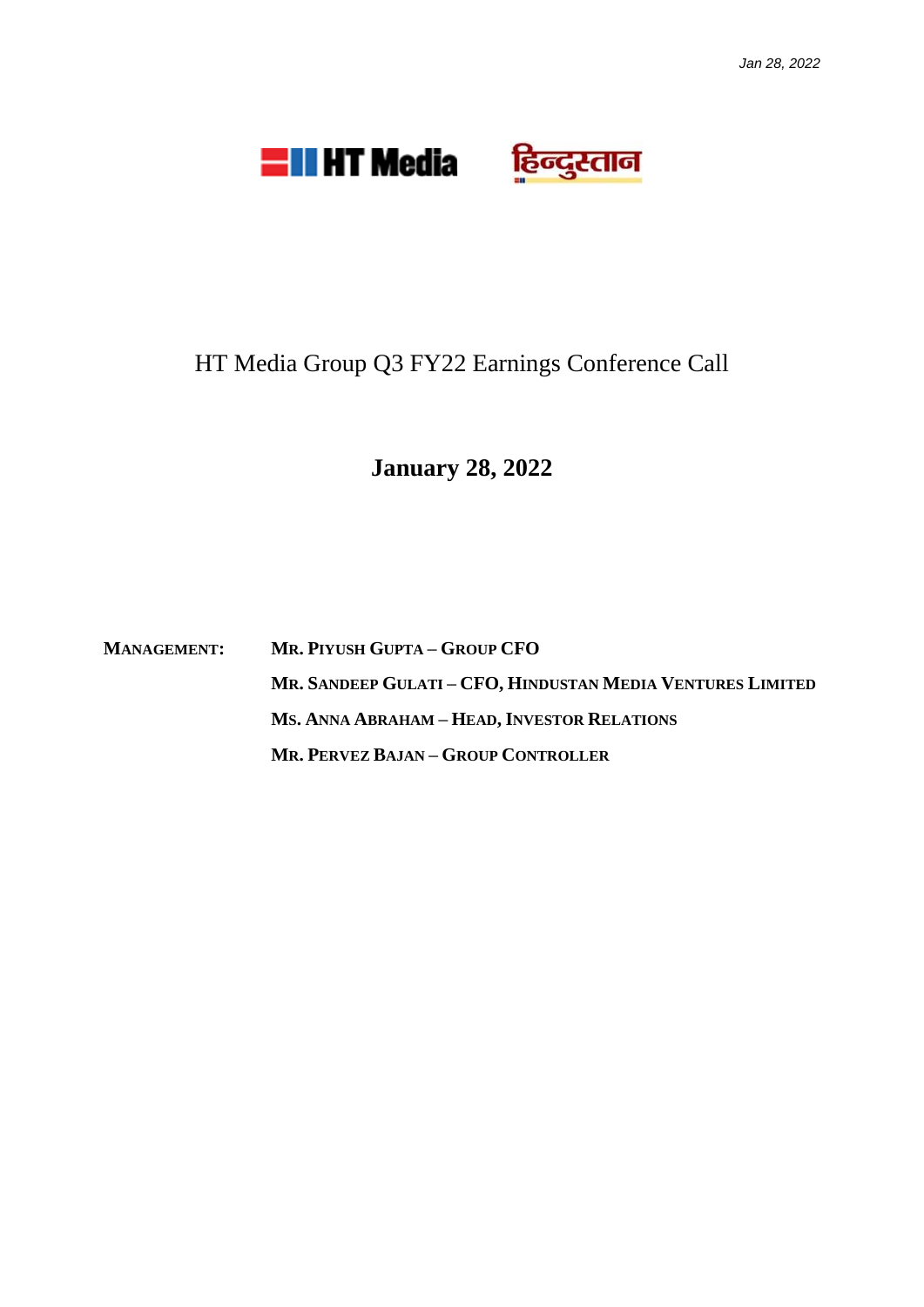*Jan 28, 2022*

HT Media हिन्दुस्तान

# HT Media Group Q3 FY22 Earnings Conference Call

## January 28, 2022

**MANAGEMENT:** **MR. PIYUSH GUPTA – GROUP CFO**

**MR. SANDEEP GULATI – CFO, HINDUSTAN MEDIA VENTURES LIMITED**

**MS. ANNA ABRAHAM – HEAD, INVESTOR RELATIONS**

**MR. PERVEZ BAJAN – GROUP CONTROLLER**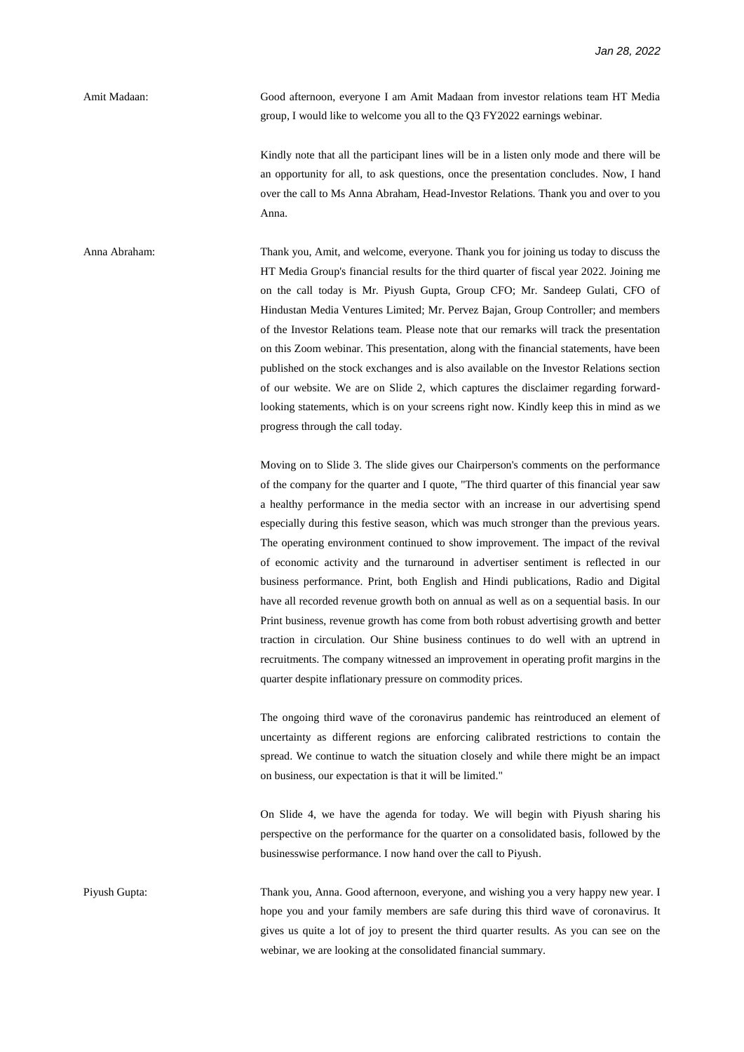Amit Madaan: Good afternoon, everyone I am Amit Madaan from investor relations team HT Media group, I would like to welcome you all to the Q3 FY2022 earnings webinar.

Kindly note that all the participant lines will be in a listen only mode and there will be an opportunity for all, to ask questions, once the presentation concludes. Now, I hand over the call to Ms Anna Abraham, Head-Investor Relations. Thank you and over to you Anna.

Anna Abraham: Thank you, Amit, and welcome, everyone. Thank you for joining us today to discuss the HT Media Group's financial results for the third quarter of fiscal year 2022. Joining me on the call today is Mr. Piyush Gupta, Group CFO; Mr. Sandeep Gulati, CFO of Hindustan Media Ventures Limited; Mr. Pervez Bajan, Group Controller; and members of the Investor Relations team. Please note that our remarks will track the presentation on this Zoom webinar. This presentation, along with the financial statements, have been published on the stock exchanges and is also available on the Investor Relations section of our website. We are on Slide 2, which captures the disclaimer regarding forward-looking statements, which is on your screens right now. Kindly keep this in mind as we progress through the call today.

Moving on to Slide 3. The slide gives our Chairperson's comments on the performance of the company for the quarter and I quote, "The third quarter of this financial year saw a healthy performance in the media sector with an increase in our advertising spend especially during this festive season, which was much stronger than the previous years. The operating environment continued to show improvement. The impact of the revival of economic activity and the turnaround in advertiser sentiment is reflected in our business performance. Print, both English and Hindi publications, Radio and Digital have all recorded revenue growth both on annual as well as on a sequential basis. In our Print business, revenue growth has come from both robust advertising growth and better traction in circulation. Our Shine business continues to do well with an uptrend in recruitments. The company witnessed an improvement in operating profit margins in the quarter despite inflationary pressure on commodity prices.

The ongoing third wave of the coronavirus pandemic has reintroduced an element of uncertainty as different regions are enforcing calibrated restrictions to contain the spread. We continue to watch the situation closely and while there might be an impact on business, our expectation is that it will be limited."

On Slide 4, we have the agenda for today. We will begin with Piyush sharing his perspective on the performance for the quarter on a consolidated basis, followed by the businesswise performance. I now hand over the call to Piyush.

Piyush Gupta: Thank you, Anna. Good afternoon, everyone, and wishing you a very happy new year. I hope you and your family members are safe during this third wave of coronavirus. It gives us quite a lot of joy to present the third quarter results. As you can see on the webinar, we are looking at the consolidated financial summary.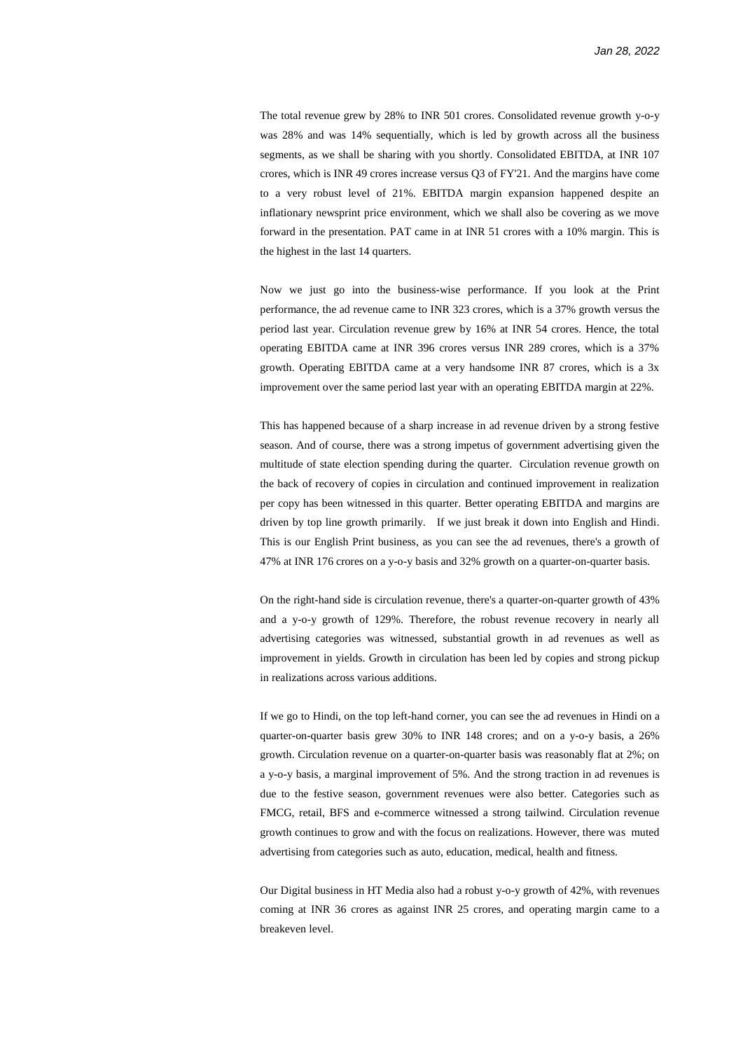The total revenue grew by 28% to INR 501 crores. Consolidated revenue growth y-o-y was 28% and was 14% sequentially, which is led by growth across all the business segments, as we shall be sharing with you shortly. Consolidated EBITDA, at INR 107 crores, which is INR 49 crores increase versus Q3 of FY'21. And the margins have come to a very robust level of 21%. EBITDA margin expansion happened despite an inflationary newsprint price environment, which we shall also be covering as we move forward in the presentation. PAT came in at INR 51 crores with a 10% margin. This is the highest in the last 14 quarters.

Now we just go into the business-wise performance. If you look at the Print performance, the ad revenue came to INR 323 crores, which is a 37% growth versus the period last year. Circulation revenue grew by 16% at INR 54 crores. Hence, the total operating EBITDA came at INR 396 crores versus INR 289 crores, which is a 37% growth. Operating EBITDA came at a very handsome INR 87 crores, which is a 3x improvement over the same period last year with an operating EBITDA margin at 22%.

This has happened because of a sharp increase in ad revenue driven by a strong festive season. And of course, there was a strong impetus of government advertising given the multitude of state election spending during the quarter. Circulation revenue growth on the back of recovery of copies in circulation and continued improvement in realization per copy has been witnessed in this quarter. Better operating EBITDA and margins are driven by top line growth primarily. If we just break it down into English and Hindi. This is our English Print business, as you can see the ad revenues, there's a growth of 47% at INR 176 crores on a y-o-y basis and 32% growth on a quarter-on-quarter basis.

On the right-hand side is circulation revenue, there's a quarter-on-quarter growth of 43% and a y-o-y growth of 129%. Therefore, the robust revenue recovery in nearly all advertising categories was witnessed, substantial growth in ad revenues as well as improvement in yields. Growth in circulation has been led by copies and strong pickup in realizations across various additions.

If we go to Hindi, on the top left-hand corner, you can see the ad revenues in Hindi on a quarter-on-quarter basis grew 30% to INR 148 crores; and on a y-o-y basis, a 26% growth. Circulation revenue on a quarter-on-quarter basis was reasonably flat at 2%; on a y-o-y basis, a marginal improvement of 5%. And the strong traction in ad revenues is due to the festive season, government revenues were also better. Categories such as FMCG, retail, BFS and e-commerce witnessed a strong tailwind. Circulation revenue growth continues to grow and with the focus on realizations. However, there was muted advertising from categories such as auto, education, medical, health and fitness.

Our Digital business in HT Media also had a robust y-o-y growth of 42%, with revenues coming at INR 36 crores as against INR 25 crores, and operating margin came to a breakeven level.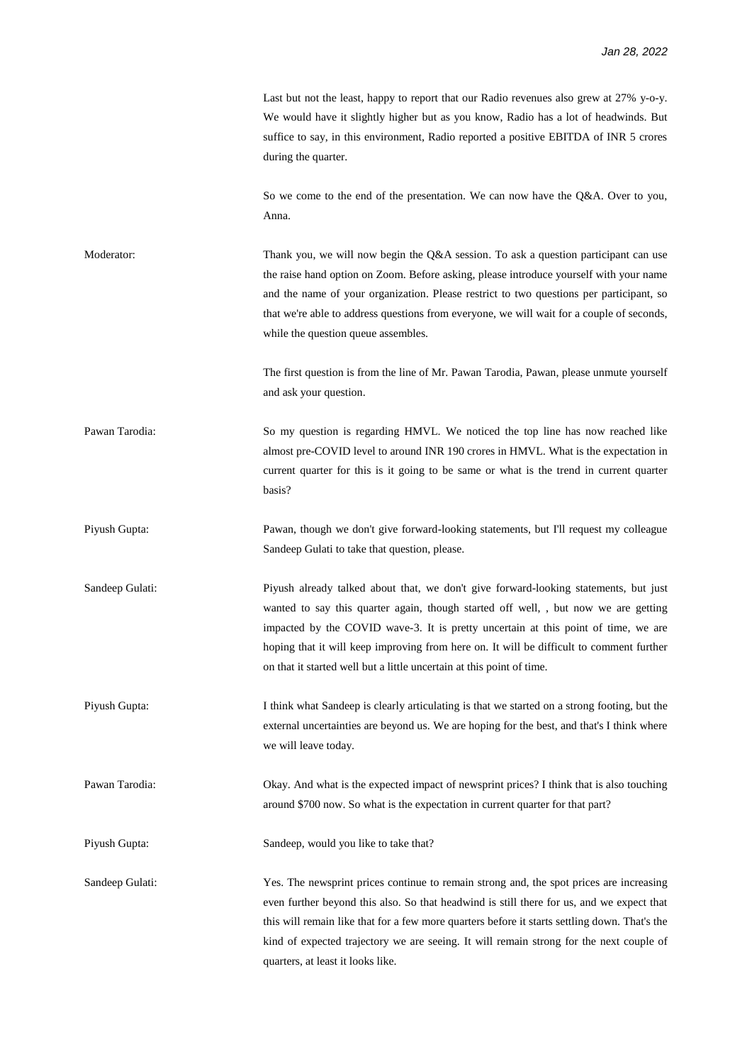Last but not the least, happy to report that our Radio revenues also grew at 27% y-o-y. We would have it slightly higher but as you know, Radio has a lot of headwinds. But suffice to say, in this environment, Radio reported a positive EBITDA of INR 5 crores during the quarter.

So we come to the end of the presentation. We can now have the Q&A. Over to you, Anna.

**Moderator:** Thank you, we will now begin the Q&A session. To ask a question participant can use the raise hand option on Zoom. Before asking, please introduce yourself with your name and the name of your organization. Please restrict to two questions per participant, so that we're able to address questions from everyone, we will wait for a couple of seconds, while the question queue assembles.

The first question is from the line of Mr. Pawan Tarodia, Pawan, please unmute yourself and ask your question.

**Pawan Tarodia:** So my question is regarding HMVL. We noticed the top line has now reached like almost pre-COVID level to around INR 190 crores in HMVL. What is the expectation in current quarter for this is it going to be same or what is the trend in current quarter basis?

**Piyush Gupta:** Pawan, though we don't give forward-looking statements, but I'll request my colleague Sandeep Gulati to take that question, please.

**Sandeep Gulati:** Piyush already talked about that, we don't give forward-looking statements, but just wanted to say this quarter again, though started off well, , but now we are getting impacted by the COVID wave-3. It is pretty uncertain at this point of time, we are hoping that it will keep improving from here on. It will be difficult to comment further on that it started well but a little uncertain at this point of time.

**Piyush Gupta:** I think what Sandeep is clearly articulating is that we started on a strong footing, but the external uncertainties are beyond us. We are hoping for the best, and that's I think where we will leave today.

**Pawan Tarodia:** Okay. And what is the expected impact of newsprint prices? I think that is also touching around $700 now. So what is the expectation in current quarter for that part?

**Piyush Gupta:** Sandeep, would you like to take that?

**Sandeep Gulati:** Yes. The newsprint prices continue to remain strong and, the spot prices are increasing even further beyond this also. So that headwind is still there for us, and we expect that this will remain like that for a few more quarters before it starts settling down. That's the kind of expected trajectory we are seeing. It will remain strong for the next couple of quarters, at least it looks like.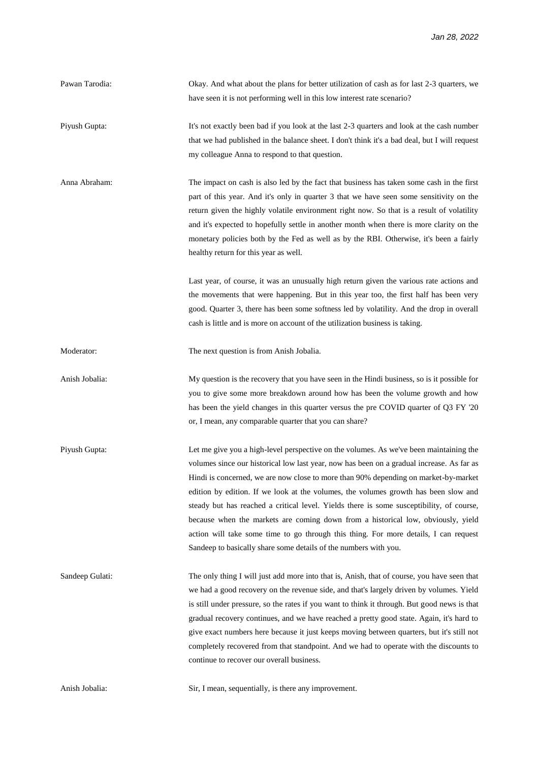**Pawan Tarodia:** Okay. And what about the plans for better utilization of cash as for last 2-3 quarters, we have seen it is not performing well in this low interest rate scenario?

**Piyush Gupta:** It's not exactly been bad if you look at the last 2-3 quarters and look at the cash number that we had published in the balance sheet. I don't think it's a bad deal, but I will request my colleague Anna to respond to that question.

**Anna Abraham:** The impact on cash is also led by the fact that business has taken some cash in the first part of this year. And it's only in quarter 3 that we have seen some sensitivity on the return given the highly volatile environment right now. So that is a result of volatility and it's expected to hopefully settle in another month when there is more clarity on the monetary policies both by the Fed as well as by the RBI. Otherwise, it's been a fairly healthy return for this year as well.

Last year, of course, it was an unusually high return given the various rate actions and the movements that were happening. But in this year too, the first half has been very good. Quarter 3, there has been some softness led by volatility. And the drop in overall cash is little and is more on account of the utilization business is taking.

**Moderator:** The next question is from Anish Jobalia.

**Anish Jobalia:** My question is the recovery that you have seen in the Hindi business, so is it possible for you to give some more breakdown around how has been the volume growth and how has been the yield changes in this quarter versus the pre COVID quarter of Q3 FY '20 or, I mean, any comparable quarter that you can share?

**Piyush Gupta:** Let me give you a high-level perspective on the volumes. As we've been maintaining the volumes since our historical low last year, now has been on a gradual increase. As far as Hindi is concerned, we are now close to more than 90% depending on market-by-market edition by edition. If we look at the volumes, the volumes growth has been slow and steady but has reached a critical level. Yields there is some susceptibility, of course, because when the markets are coming down from a historical low, obviously, yield action will take some time to go through this thing. For more details, I can request Sandeep to basically share some details of the numbers with you.

**Sandeep Gulati:** The only thing I will just add more into that is, Anish, that of course, you have seen that we had a good recovery on the revenue side, and that's largely driven by volumes. Yield is still under pressure, so the rates if you want to think it through. But good news is that gradual recovery continues, and we have reached a pretty good state. Again, it's hard to give exact numbers here because it just keeps moving between quarters, but it's still not completely recovered from that standpoint. And we had to operate with the discounts to continue to recover our overall business.

**Anish Jobalia:** Sir, I mean, sequentially, is there any improvement.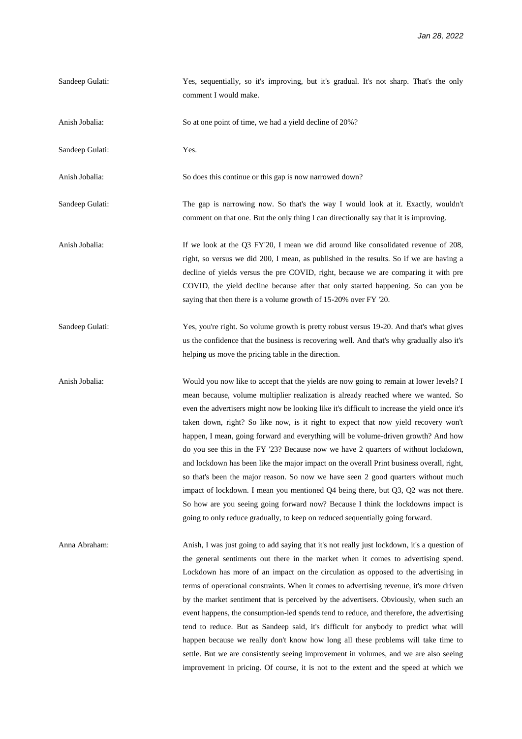**Sandeep Gulati:** Yes, sequentially, so it's improving, but it's gradual. It's not sharp. That's the only comment I would make.

**Anish Jobalia:** So at one point of time, we had a yield decline of 20%?

**Sandeep Gulati:** Yes.

**Anish Jobalia:** So does this continue or this gap is now narrowed down?

**Sandeep Gulati:** The gap is narrowing now. So that's the way I would look at it. Exactly, wouldn't comment on that one. But the only thing I can directionally say that it is improving.

**Anish Jobalia:** If we look at the Q3 FY'20, I mean we did around like consolidated revenue of 208, right, so versus we did 200, I mean, as published in the results. So if we are having a decline of yields versus the pre COVID, right, because we are comparing it with pre COVID, the yield decline because after that only started happening. So can you be saying that then there is a volume growth of 15-20% over FY '20.

**Sandeep Gulati:** Yes, you're right. So volume growth is pretty robust versus 19-20. And that's what gives us the confidence that the business is recovering well. And that's why gradually also it's helping us move the pricing table in the direction.

**Anish Jobalia:** Would you now like to accept that the yields are now going to remain at lower levels? I mean because, volume multiplier realization is already reached where we wanted. So even the advertisers might now be looking like it's difficult to increase the yield once it's taken down, right? So like now, is it right to expect that now yield recovery won't happen, I mean, going forward and everything will be volume-driven growth? And how do you see this in the FY '23? Because now we have 2 quarters of without lockdown, and lockdown has been like the major impact on the overall Print business overall, right, so that's been the major reason. So now we have seen 2 good quarters without much impact of lockdown. I mean you mentioned Q4 being there, but Q3, Q2 was not there. So how are you seeing going forward now? Because I think the lockdowns impact is going to only reduce gradually, to keep on reduced sequentially going forward.

**Anna Abraham:** Anish, I was just going to add saying that it's not really just lockdown, it's a question of the general sentiments out there in the market when it comes to advertising spend. Lockdown has more of an impact on the circulation as opposed to the advertising in terms of operational constraints. When it comes to advertising revenue, it's more driven by the market sentiment that is perceived by the advertisers. Obviously, when such an event happens, the consumption-led spends tend to reduce, and therefore, the advertising tend to reduce. But as Sandeep said, it's difficult for anybody to predict what will happen because we really don't know how long all these problems will take time to settle. But we are consistently seeing improvement in volumes, and we are also seeing improvement in pricing. Of course, it is not to the extent and the speed at which we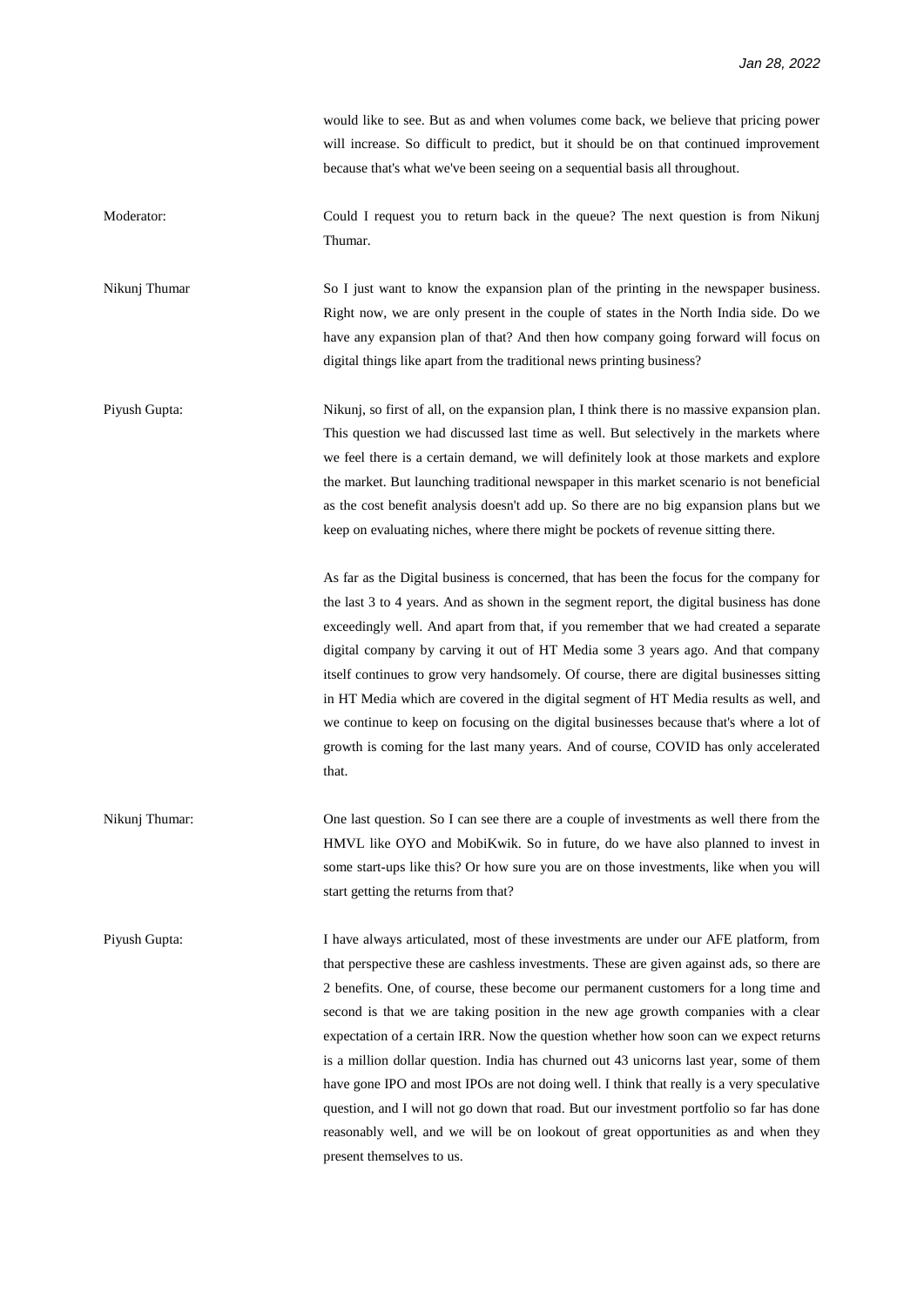would like to see. But as and when volumes come back, we believe that pricing power will increase. So difficult to predict, but it should be on that continued improvement because that's what we've been seeing on a sequential basis all throughout.

**Moderator:** Could I request you to return back in the queue? The next question is from Nikunj Thumar.

**Nikunj Thumar:** So I just want to know the expansion plan of the printing in the newspaper business. Right now, we are only present in the couple of states in the North India side. Do we have any expansion plan of that? And then how company going forward will focus on digital things like apart from the traditional news printing business?

**Piyush Gupta:** Nikunj, so first of all, on the expansion plan, I think there is no massive expansion plan. This question we had discussed last time as well. But selectively in the markets where we feel there is a certain demand, we will definitely look at those markets and explore the market. But launching traditional newspaper in this market scenario is not beneficial as the cost benefit analysis doesn't add up. So there are no big expansion plans but we keep on evaluating niches, where there might be pockets of revenue sitting there.

As far as the Digital business is concerned, that has been the focus for the company for the last 3 to 4 years. And as shown in the segment report, the digital business has done exceedingly well. And apart from that, if you remember that we had created a separate digital company by carving it out of HT Media some 3 years ago. And that company itself continues to grow very handsomely. Of course, there are digital businesses sitting in HT Media which are covered in the digital segment of HT Media results as well, and we continue to keep on focusing on the digital businesses because that's where a lot of growth is coming for the last many years. And of course, COVID has only accelerated that.

**Nikunj Thumar:** One last question. So I can see there are a couple of investments as well there from the HMVL like OYO and MobiKwik. So in future, do we have also planned to invest in some start-ups like this? Or how sure you are on those investments, like when you will start getting the returns from that?

**Piyush Gupta:** I have always articulated, most of these investments are under our AFE platform, from that perspective these are cashless investments. These are given against ads, so there are 2 benefits. One, of course, these become our permanent customers for a long time and second is that we are taking position in the new age growth companies with a clear expectation of a certain IRR. Now the question whether how soon can we expect returns is a million dollar question. India has churned out 43 unicorns last year, some of them have gone IPO and most IPOs are not doing well. I think that really is a very speculative question, and I will not go down that road. But our investment portfolio so far has done reasonably well, and we will be on lookout of great opportunities as and when they present themselves to us.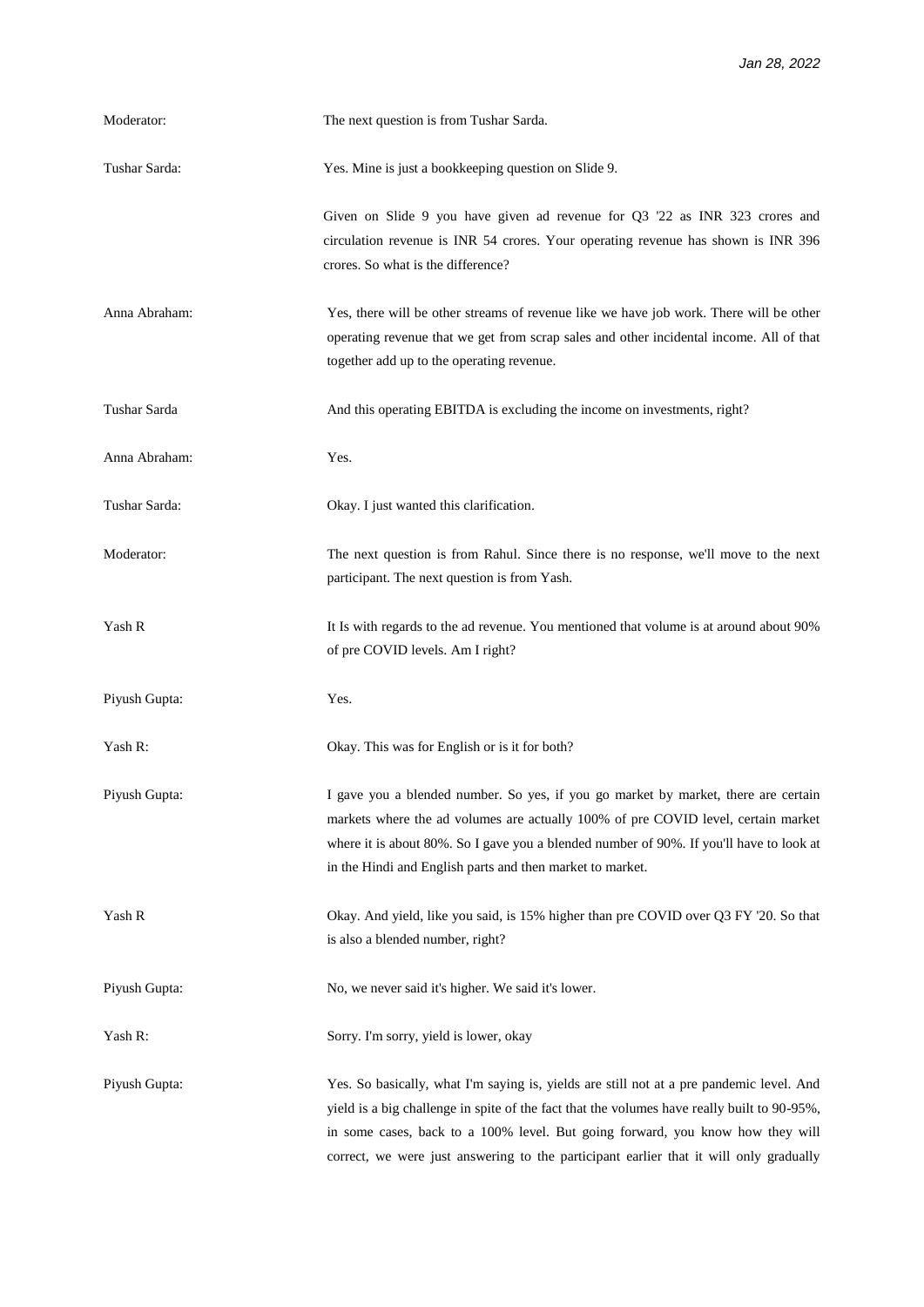Moderator: The next question is from Tushar Sarda.

Tushar Sarda: Yes. Mine is just a bookkeeping question on Slide 9.

Given on Slide 9 you have given ad revenue for Q3 '22 as INR 323 crores and circulation revenue is INR 54 crores. Your operating revenue has shown is INR 396 crores. So what is the difference?

Anna Abraham: Yes, there will be other streams of revenue like we have job work. There will be other operating revenue that we get from scrap sales and other incidental income. All of that together add up to the operating revenue.

Tushar Sarda: And this operating EBITDA is excluding the income on investments, right?

Anna Abraham: Yes.

Tushar Sarda: Okay. I just wanted this clarification.

Moderator: The next question is from Rahul. Since there is no response, we'll move to the next participant. The next question is from Yash.

Yash R: It Is with regards to the ad revenue. You mentioned that volume is at around about 90% of pre COVID levels. Am I right?

Piyush Gupta: Yes.

Yash R: Okay. This was for English or is it for both?

Piyush Gupta: I gave you a blended number. So yes, if you go market by market, there are certain markets where the ad volumes are actually 100% of pre COVID level, certain market where it is about 80%. So I gave you a blended number of 90%. If you'll have to look at in the Hindi and English parts and then market to market.

Yash R: Okay. And yield, like you said, is 15% higher than pre COVID over Q3 FY '20. So that is also a blended number, right?

Piyush Gupta: No, we never said it's higher. We said it's lower.

Yash R: Sorry. I'm sorry, yield is lower, okay

Piyush Gupta: Yes. So basically, what I'm saying is, yields are still not at a pre pandemic level. And yield is a big challenge in spite of the fact that the volumes have really built to 90-95%, in some cases, back to a 100% level. But going forward, you know how they will correct, we were just answering to the participant earlier that it will only gradually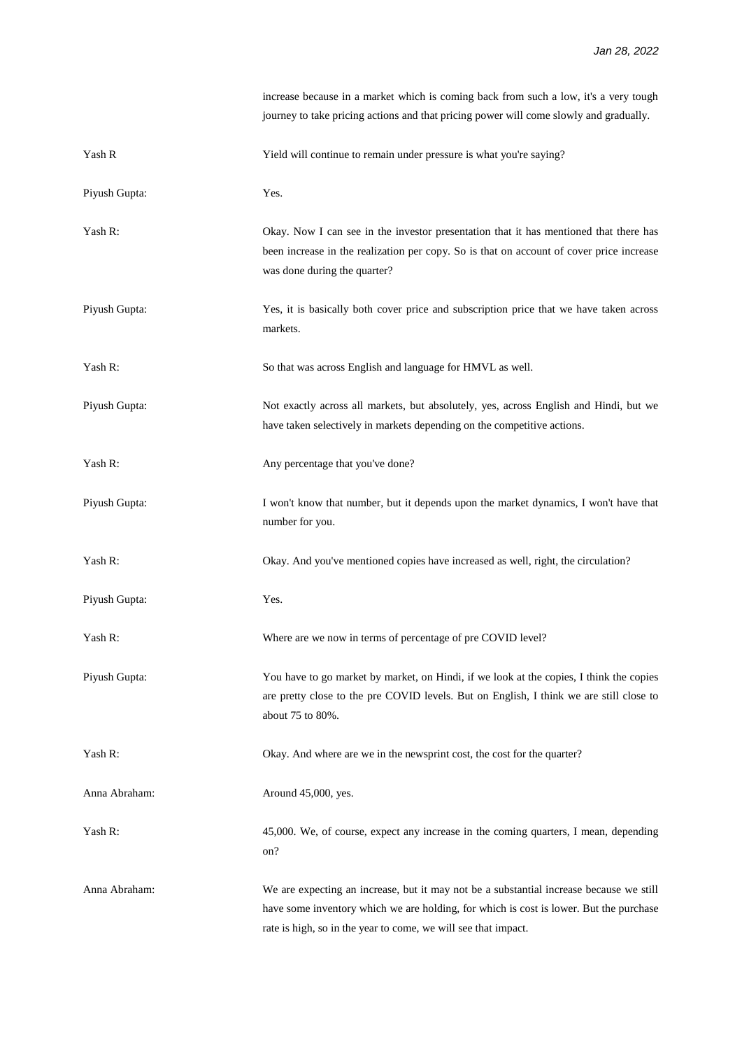increase because in a market which is coming back from such a low, it's a very tough journey to take pricing actions and that pricing power will come slowly and gradually.

**Yash R:** Yield will continue to remain under pressure is what you're saying?

**Piyush Gupta:** Yes.

**Yash R:** Okay. Now I can see in the investor presentation that it has mentioned that there has been increase in the realization per copy. So is that on account of cover price increase was done during the quarter?

**Piyush Gupta:** Yes, it is basically both cover price and subscription price that we have taken across markets.

**Yash R:** So that was across English and language for HMVL as well.

**Piyush Gupta:** Not exactly across all markets, but absolutely, yes, across English and Hindi, but we have taken selectively in markets depending on the competitive actions.

**Yash R:** Any percentage that you've done?

**Piyush Gupta:** I won't know that number, but it depends upon the market dynamics, I won't have that number for you.

**Yash R:** Okay. And you've mentioned copies have increased as well, right, the circulation?

**Piyush Gupta:** Yes.

**Yash R:** Where are we now in terms of percentage of pre COVID level?

**Piyush Gupta:** You have to go market by market, on Hindi, if we look at the copies, I think the copies are pretty close to the pre COVID levels. But on English, I think we are still close to about 75 to 80%.

**Yash R:** Okay. And where are we in the newsprint cost, the cost for the quarter?

**Anna Abraham:** Around 45,000, yes.

**Yash R:** 45,000. We, of course, expect any increase in the coming quarters, I mean, depending on?

**Anna Abraham:** We are expecting an increase, but it may not be a substantial increase because we still have some inventory which we are holding, for which is cost is lower. But the purchase rate is high, so in the year to come, we will see that impact.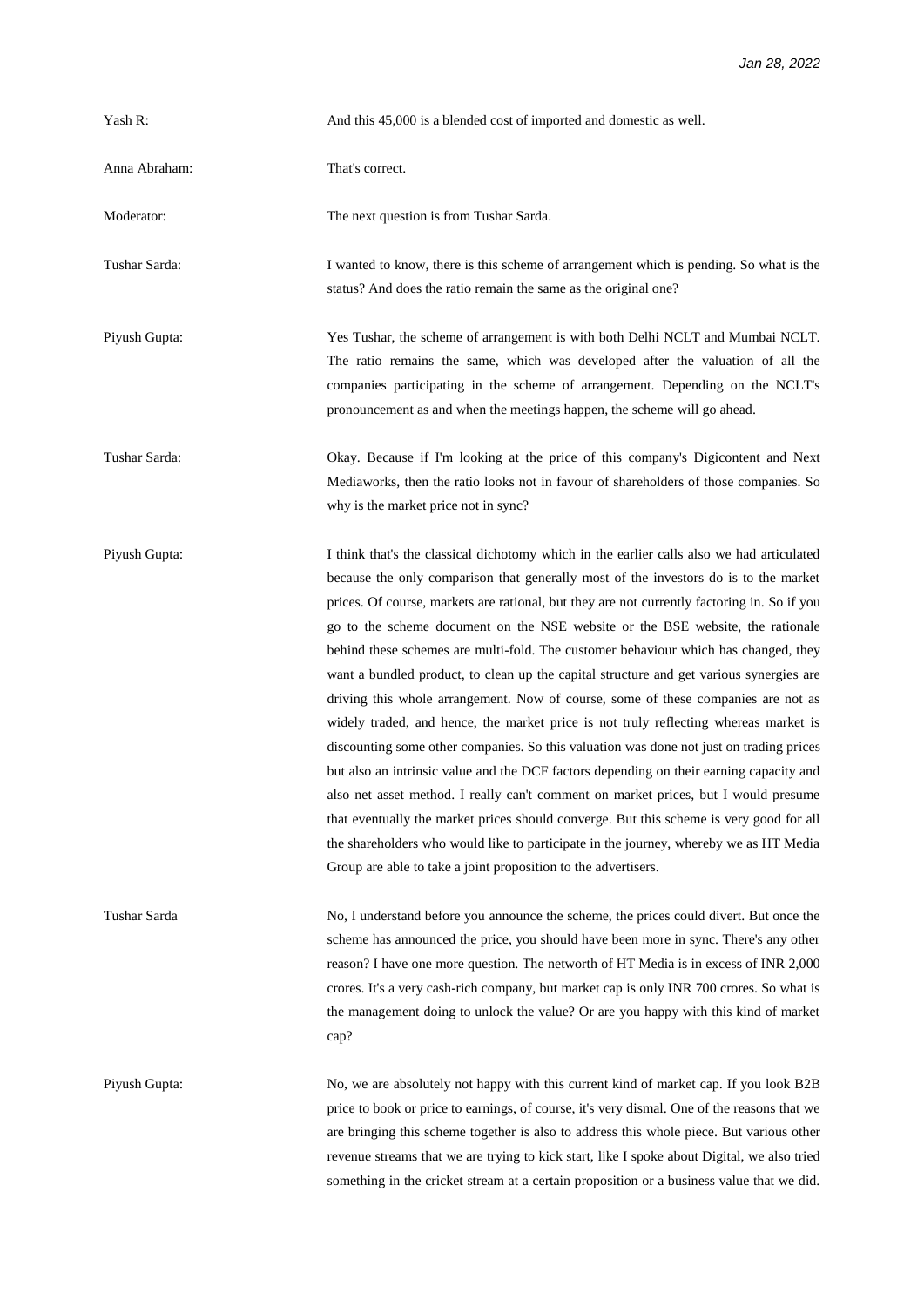Yash R: And this 45,000 is a blended cost of imported and domestic as well.

Anna Abraham: That's correct.

Moderator: The next question is from Tushar Sarda.

Tushar Sarda: I wanted to know, there is this scheme of arrangement which is pending. So what is the status? And does the ratio remain the same as the original one?

Piyush Gupta: Yes Tushar, the scheme of arrangement is with both Delhi NCLT and Mumbai NCLT. The ratio remains the same, which was developed after the valuation of all the companies participating in the scheme of arrangement. Depending on the NCLT's pronouncement as and when the meetings happen, the scheme will go ahead.

Tushar Sarda: Okay. Because if I'm looking at the price of this company's Digicontent and Next Mediaworks, then the ratio looks not in favour of shareholders of those companies. So why is the market price not in sync?

Piyush Gupta: I think that's the classical dichotomy which in the earlier calls also we had articulated because the only comparison that generally most of the investors do is to the market prices. Of course, markets are rational, but they are not currently factoring in. So if you go to the scheme document on the NSE website or the BSE website, the rationale behind these schemes are multi-fold. The customer behaviour which has changed, they want a bundled product, to clean up the capital structure and get various synergies are driving this whole arrangement. Now of course, some of these companies are not as widely traded, and hence, the market price is not truly reflecting whereas market is discounting some other companies. So this valuation was done not just on trading prices but also an intrinsic value and the DCF factors depending on their earning capacity and also net asset method. I really can't comment on market prices, but I would presume that eventually the market prices should converge. But this scheme is very good for all the shareholders who would like to participate in the journey, whereby we as HT Media Group are able to take a joint proposition to the advertisers.

Tushar Sarda: No, I understand before you announce the scheme, the prices could divert. But once the scheme has announced the price, you should have been more in sync. There's any other reason? I have one more question. The networth of HT Media is in excess of INR 2,000 crores. It's a very cash-rich company, but market cap is only INR 700 crores. So what is the management doing to unlock the value? Or are you happy with this kind of market cap?

Piyush Gupta: No, we are absolutely not happy with this current kind of market cap. If you look B2B price to book or price to earnings, of course, it's very dismal. One of the reasons that we are bringing this scheme together is also to address this whole piece. But various other revenue streams that we are trying to kick start, like I spoke about Digital, we also tried something in the cricket stream at a certain proposition or a business value that we did.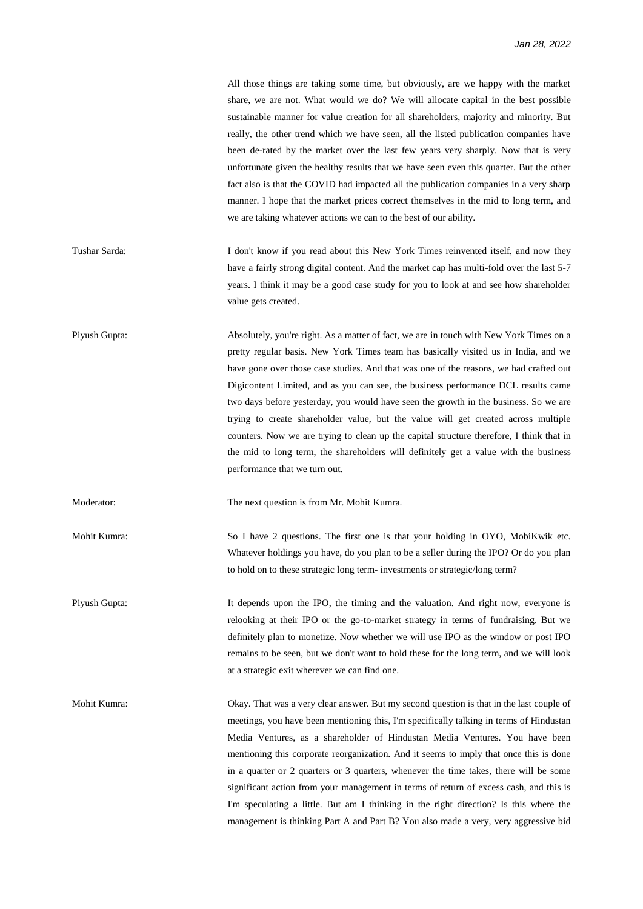All those things are taking some time, but obviously, are we happy with the market share, we are not. What would we do? We will allocate capital in the best possible sustainable manner for value creation for all shareholders, majority and minority. But really, the other trend which we have seen, all the listed publication companies have been de-rated by the market over the last few years very sharply. Now that is very unfortunate given the healthy results that we have seen even this quarter. But the other fact also is that the COVID had impacted all the publication companies in a very sharp manner. I hope that the market prices correct themselves in the mid to long term, and we are taking whatever actions we can to the best of our ability.

**Tushar Sarda:** I don't know if you read about this New York Times reinvented itself, and now they have a fairly strong digital content. And the market cap has multi-fold over the last 5-7 years. I think it may be a good case study for you to look at and see how shareholder value gets created.

**Piyush Gupta:** Absolutely, you're right. As a matter of fact, we are in touch with New York Times on a pretty regular basis. New York Times team has basically visited us in India, and we have gone over those case studies. And that was one of the reasons, we had crafted out Digicontent Limited, and as you can see, the business performance DCL results came two days before yesterday, you would have seen the growth in the business. So we are trying to create shareholder value, but the value will get created across multiple counters. Now we are trying to clean up the capital structure therefore, I think that in the mid to long term, the shareholders will definitely get a value with the business performance that we turn out.

**Moderator:** The next question is from Mr. Mohit Kumra.

**Mohit Kumra:** So I have 2 questions. The first one is that your holding in OYO, MobiKwik etc. Whatever holdings you have, do you plan to be a seller during the IPO? Or do you plan to hold on to these strategic long term- investments or strategic/long term?

**Piyush Gupta:** It depends upon the IPO, the timing and the valuation. And right now, everyone is relooking at their IPO or the go-to-market strategy in terms of fundraising. But we definitely plan to monetize. Now whether we will use IPO as the window or post IPO remains to be seen, but we don't want to hold these for the long term, and we will look at a strategic exit wherever we can find one.

**Mohit Kumra:** Okay. That was a very clear answer. But my second question is that in the last couple of meetings, you have been mentioning this, I'm specifically talking in terms of Hindustan Media Ventures, as a shareholder of Hindustan Media Ventures. You have been mentioning this corporate reorganization. And it seems to imply that once this is done in a quarter or 2 quarters or 3 quarters, whenever the time takes, there will be some significant action from your management in terms of return of excess cash, and this is I'm speculating a little. But am I thinking in the right direction? Is this where the management is thinking Part A and Part B? You also made a very, very aggressive bid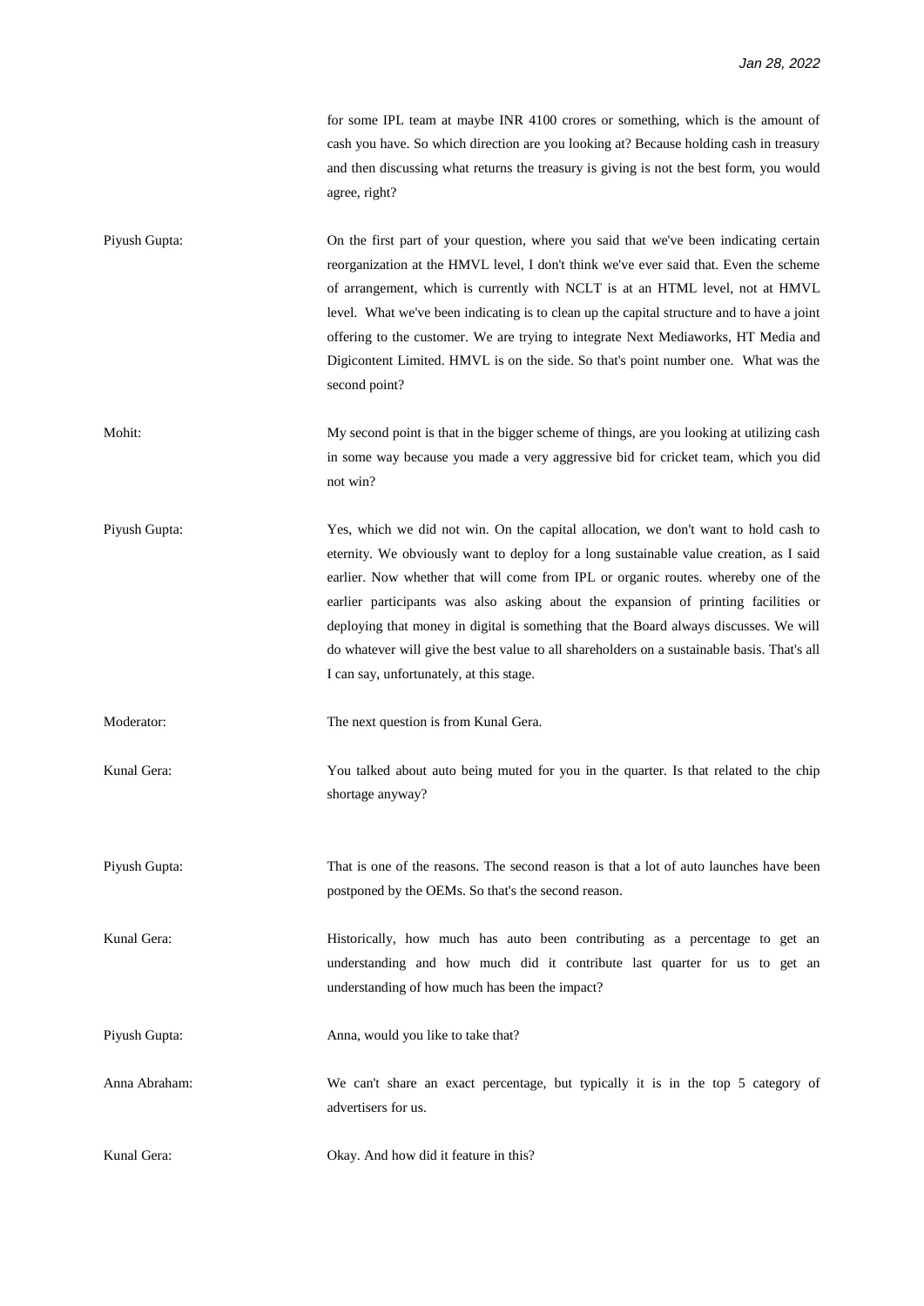for some IPL team at maybe INR 4100 crores or something, which is the amount of cash you have. So which direction are you looking at? Because holding cash in treasury and then discussing what returns the treasury is giving is not the best form, you would agree, right?

**Piyush Gupta:** On the first part of your question, where you said that we've been indicating certain reorganization at the HMVL level, I don't think we've ever said that. Even the scheme of arrangement, which is currently with NCLT is at an HTML level, not at HMVL level. What we've been indicating is to clean up the capital structure and to have a joint offering to the customer. We are trying to integrate Next Mediaworks, HT Media and Digicontent Limited. HMVL is on the side. So that's point number one. What was the second point?

**Mohit:** My second point is that in the bigger scheme of things, are you looking at utilizing cash in some way because you made a very aggressive bid for cricket team, which you did not win?

**Piyush Gupta:** Yes, which we did not win. On the capital allocation, we don't want to hold cash to eternity. We obviously want to deploy for a long sustainable value creation, as I said earlier. Now whether that will come from IPL or organic routes. whereby one of the earlier participants was also asking about the expansion of printing facilities or deploying that money in digital is something that the Board always discusses. We will do whatever will give the best value to all shareholders on a sustainable basis. That's all I can say, unfortunately, at this stage.

**Moderator:** The next question is from Kunal Gera.

**Kunal Gera:** You talked about auto being muted for you in the quarter. Is that related to the chip shortage anyway?

**Piyush Gupta:** That is one of the reasons. The second reason is that a lot of auto launches have been postponed by the OEMs. So that's the second reason.

**Kunal Gera:** Historically, how much has auto been contributing as a percentage to get an understanding and how much did it contribute last quarter for us to get an understanding of how much has been the impact?

**Piyush Gupta:** Anna, would you like to take that?

**Anna Abraham:** We can't share an exact percentage, but typically it is in the top 5 category of advertisers for us.

**Kunal Gera:** Okay. And how did it feature in this?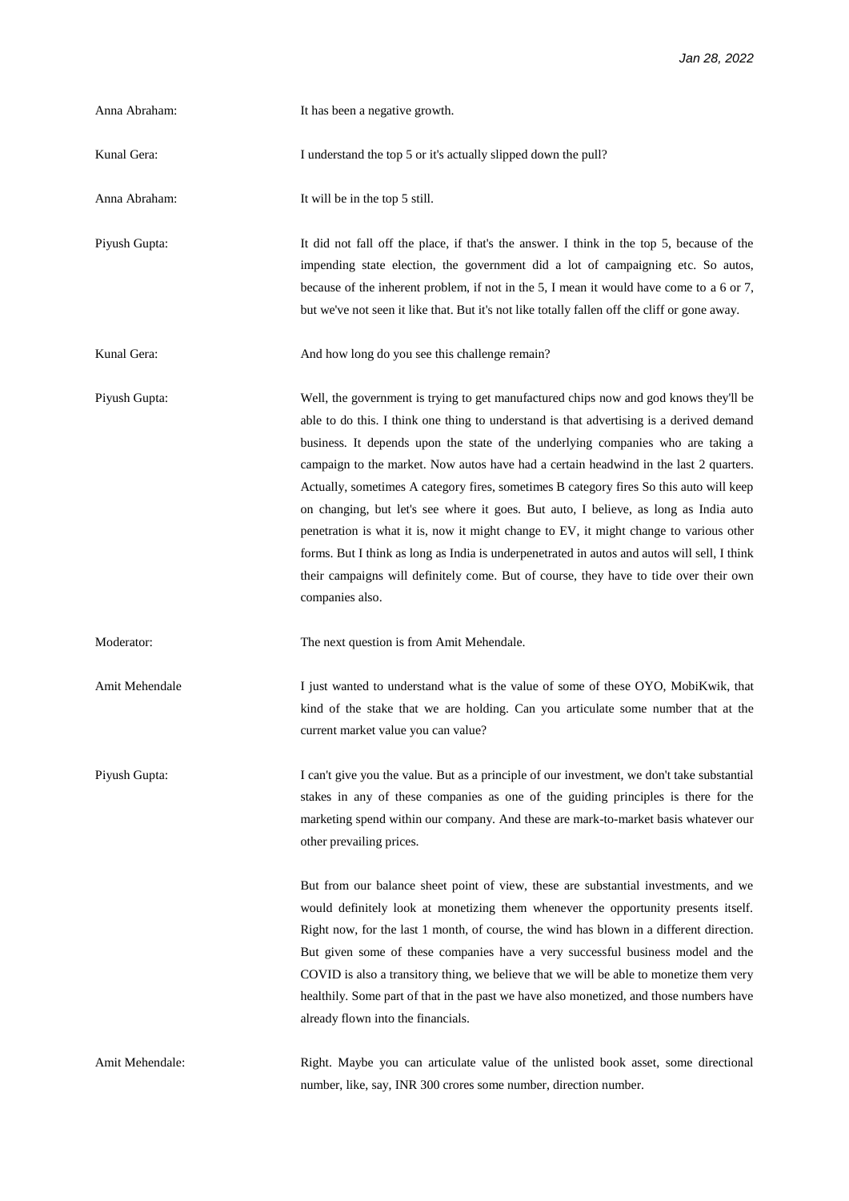**Anna Abraham:** It has been a negative growth.

**Kunal Gera:** I understand the top 5 or it's actually slipped down the pull?

**Anna Abraham:** It will be in the top 5 still.

**Piyush Gupta:** It did not fall off the place, if that's the answer. I think in the top 5, because of the impending state election, the government did a lot of campaigning etc. So autos, because of the inherent problem, if not in the 5, I mean it would have come to a 6 or 7, but we've not seen it like that. But it's not like totally fallen off the cliff or gone away.

**Kunal Gera:** And how long do you see this challenge remain?

**Piyush Gupta:** Well, the government is trying to get manufactured chips now and god knows they'll be able to do this. I think one thing to understand is that advertising is a derived demand business. It depends upon the state of the underlying companies who are taking a campaign to the market. Now autos have had a certain headwind in the last 2 quarters. Actually, sometimes A category fires, sometimes B category fires So this auto will keep on changing, but let's see where it goes. But auto, I believe, as long as India auto penetration is what it is, now it might change to EV, it might change to various other forms. But I think as long as India is underpenetrated in autos and autos will sell, I think their campaigns will definitely come. But of course, they have to tide over their own companies also.

**Moderator:** The next question is from Amit Mehendale.

**Amit Mehendale:** I just wanted to understand what is the value of some of these OYO, MobiKwik, that kind of the stake that we are holding. Can you articulate some number that at the current market value you can value?

**Piyush Gupta:** I can't give you the value. But as a principle of our investment, we don't take substantial stakes in any of these companies as one of the guiding principles is there for the marketing spend within our company. And these are mark-to-market basis whatever our other prevailing prices.

But from our balance sheet point of view, these are substantial investments, and we would definitely look at monetizing them whenever the opportunity presents itself. Right now, for the last 1 month, of course, the wind has blown in a different direction. But given some of these companies have a very successful business model and the COVID is also a transitory thing, we believe that we will be able to monetize them very healthily. Some part of that in the past we have also monetized, and those numbers have already flown into the financials.

**Amit Mehendale:** Right. Maybe you can articulate value of the unlisted book asset, some directional number, like, say, INR 300 crores some number, direction number.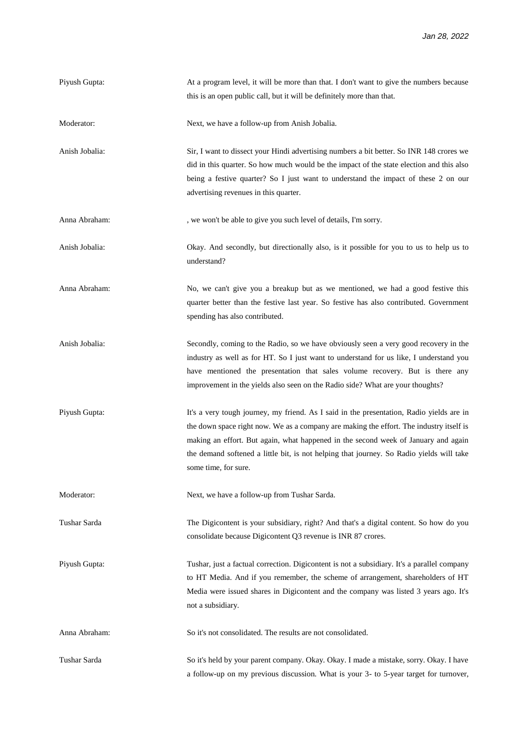**Piyush Gupta:** At a program level, it will be more than that. I don't want to give the numbers because this is an open public call, but it will be definitely more than that.

**Moderator:** Next, we have a follow-up from Anish Jobalia.

**Anish Jobalia:** Sir, I want to dissect your Hindi advertising numbers a bit better. So INR 148 crores we did in this quarter. So how much would be the impact of the state election and this also being a festive quarter? So I just want to understand the impact of these 2 on our advertising revenues in this quarter.

**Anna Abraham:** , we won't be able to give you such level of details, I'm sorry.

**Anish Jobalia:** Okay. And secondly, but directionally also, is it possible for you to us to help us to understand?

**Anna Abraham:** No, we can't give you a breakup but as we mentioned, we had a good festive this quarter better than the festive last year. So festive has also contributed. Government spending has also contributed.

**Anish Jobalia:** Secondly, coming to the Radio, so we have obviously seen a very good recovery in the industry as well as for HT. So I just want to understand for us like, I understand you have mentioned the presentation that sales volume recovery. But is there any improvement in the yields also seen on the Radio side? What are your thoughts?

**Piyush Gupta:** It's a very tough journey, my friend. As I said in the presentation, Radio yields are in the down space right now. We as a company are making the effort. The industry itself is making an effort. But again, what happened in the second week of January and again the demand softened a little bit, is not helping that journey. So Radio yields will take some time, for sure.

**Moderator:** Next, we have a follow-up from Tushar Sarda.

**Tushar Sarda** The Digicontent is your subsidiary, right? And that's a digital content. So how do you consolidate because Digicontent Q3 revenue is INR 87 crores.

**Piyush Gupta:** Tushar, just a factual correction. Digicontent is not a subsidiary. It's a parallel company to HT Media. And if you remember, the scheme of arrangement, shareholders of HT Media were issued shares in Digicontent and the company was listed 3 years ago. It's not a subsidiary.

**Anna Abraham:** So it's not consolidated. The results are not consolidated.

**Tushar Sarda** So it's held by your parent company. Okay. Okay. I made a mistake, sorry. Okay. I have a follow-up on my previous discussion. What is your 3- to 5-year target for turnover,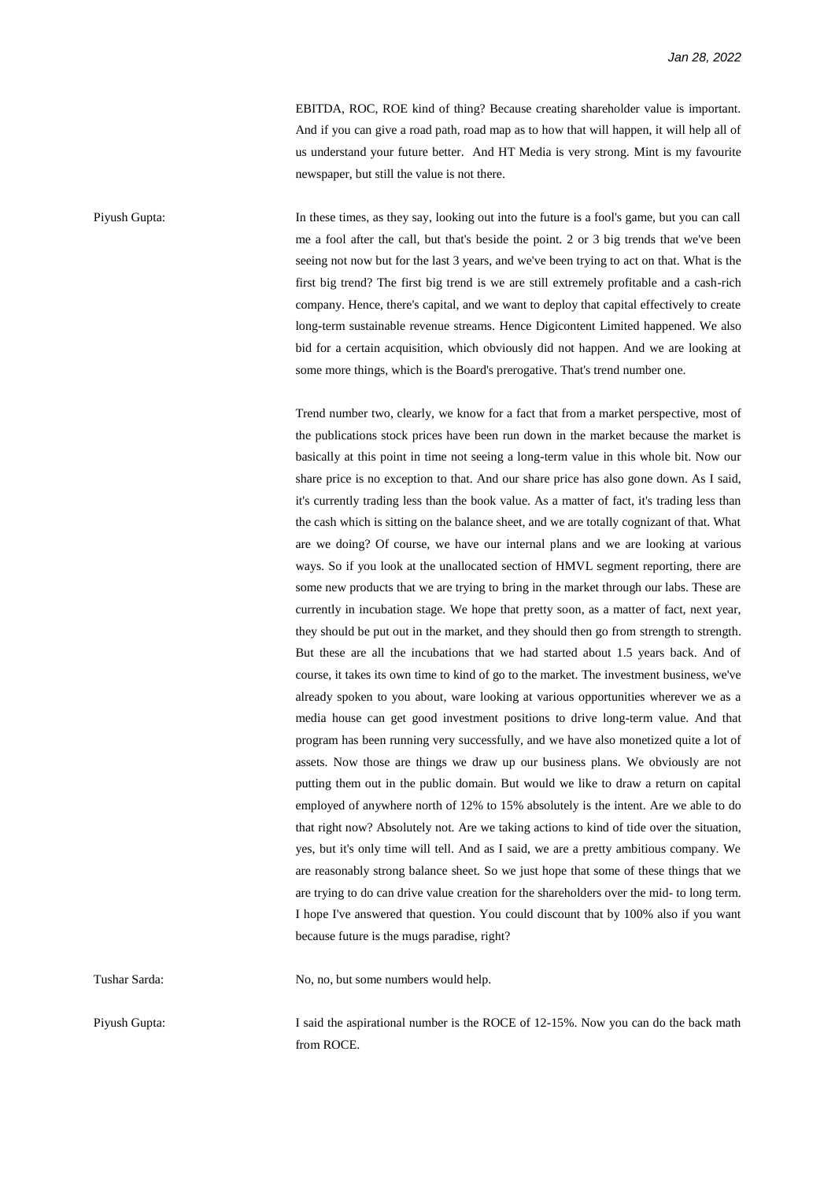EBITDA, ROC, ROE kind of thing? Because creating shareholder value is important. And if you can give a road path, road map as to how that will happen, it will help all of us understand your future better. And HT Media is very strong. Mint is my favourite newspaper, but still the value is not there.

Piyush Gupta: In these times, as they say, looking out into the future is a fool's game, but you can call me a fool after the call, but that's beside the point. 2 or 3 big trends that we've been seeing not now but for the last 3 years, and we've been trying to act on that. What is the first big trend? The first big trend is we are still extremely profitable and a cash-rich company. Hence, there's capital, and we want to deploy that capital effectively to create long-term sustainable revenue streams. Hence Digicontent Limited happened. We also bid for a certain acquisition, which obviously did not happen. And we are looking at some more things, which is the Board's prerogative. That's trend number one.

Trend number two, clearly, we know for a fact that from a market perspective, most of the publications stock prices have been run down in the market because the market is basically at this point in time not seeing a long-term value in this whole bit. Now our share price is no exception to that. And our share price has also gone down. As I said, it's currently trading less than the book value. As a matter of fact, it's trading less than the cash which is sitting on the balance sheet, and we are totally cognizant of that. What are we doing? Of course, we have our internal plans and we are looking at various ways. So if you look at the unallocated section of HMVL segment reporting, there are some new products that we are trying to bring in the market through our labs. These are currently in incubation stage. We hope that pretty soon, as a matter of fact, next year, they should be put out in the market, and they should then go from strength to strength. But these are all the incubations that we had started about 1.5 years back. And of course, it takes its own time to kind of go to the market. The investment business, we've already spoken to you about, ware looking at various opportunities wherever we as a media house can get good investment positions to drive long-term value. And that program has been running very successfully, and we have also monetized quite a lot of assets. Now those are things we draw up our business plans. We obviously are not putting them out in the public domain. But would we like to draw a return on capital employed of anywhere north of 12% to 15% absolutely is the intent. Are we able to do that right now? Absolutely not. Are we taking actions to kind of tide over the situation, yes, but it's only time will tell. And as I said, we are a pretty ambitious company. We are reasonably strong balance sheet. So we just hope that some of these things that we are trying to do can drive value creation for the shareholders over the mid- to long term. I hope I've answered that question. You could discount that by 100% also if you want because future is the mugs paradise, right?

Tushar Sarda: No, no, but some numbers would help.

Piyush Gupta: I said the aspirational number is the ROCE of 12-15%. Now you can do the back math from ROCE.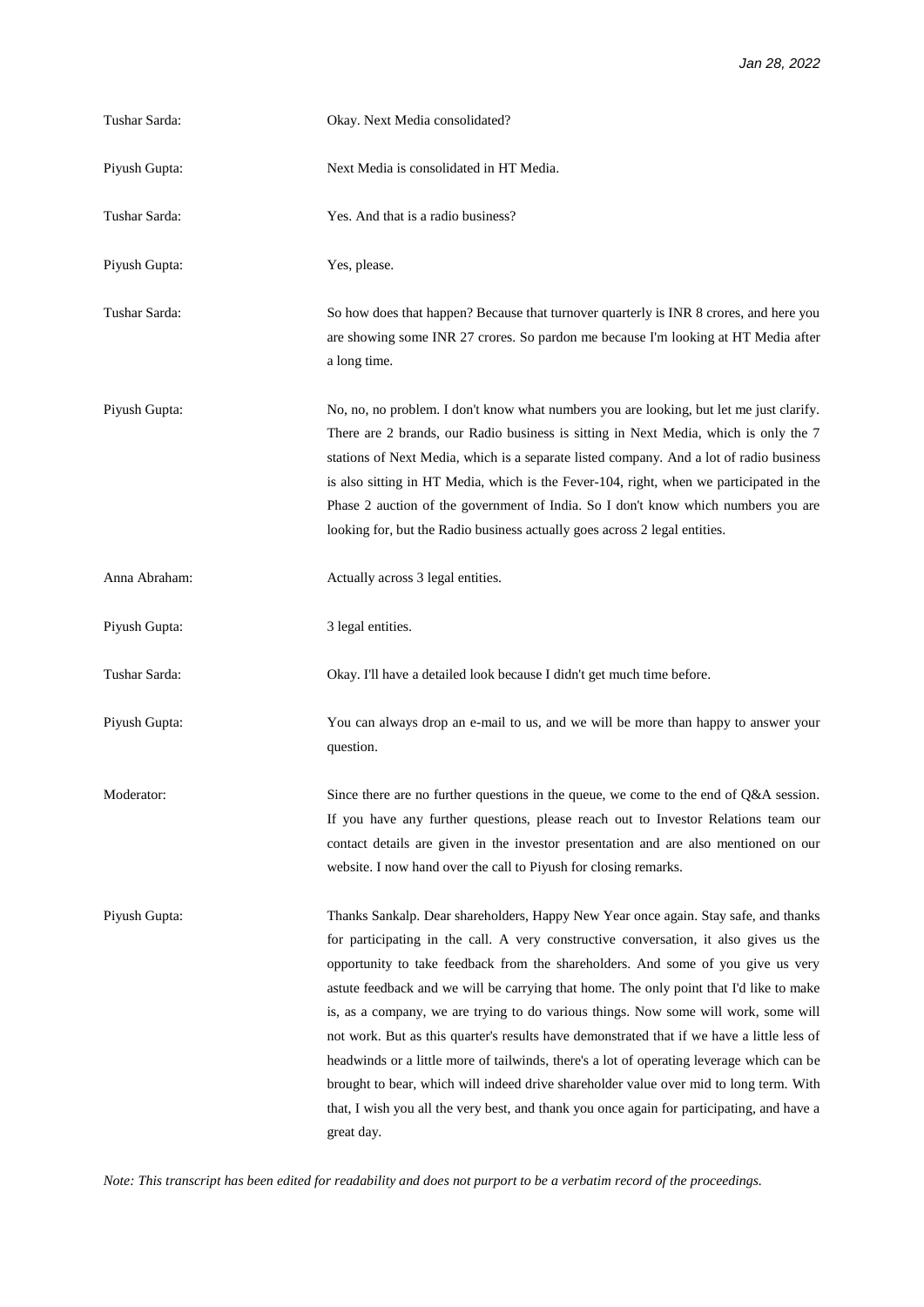Tushar Sarda: Okay. Next Media consolidated?

Piyush Gupta: Next Media is consolidated in HT Media.

Tushar Sarda: Yes. And that is a radio business?

Piyush Gupta: Yes, please.

Tushar Sarda: So how does that happen? Because that turnover quarterly is INR 8 crores, and here you are showing some INR 27 crores. So pardon me because I'm looking at HT Media after a long time.

Piyush Gupta: No, no, no problem. I don't know what numbers you are looking, but let me just clarify. There are 2 brands, our Radio business is sitting in Next Media, which is only the 7 stations of Next Media, which is a separate listed company. And a lot of radio business is also sitting in HT Media, which is the Fever-104, right, when we participated in the Phase 2 auction of the government of India. So I don't know which numbers you are looking for, but the Radio business actually goes across 2 legal entities.

Anna Abraham: Actually across 3 legal entities.

Piyush Gupta: 3 legal entities.

Tushar Sarda: Okay. I'll have a detailed look because I didn't get much time before.

Piyush Gupta: You can always drop an e-mail to us, and we will be more than happy to answer your question.

Moderator: Since there are no further questions in the queue, we come to the end of Q&A session. If you have any further questions, please reach out to Investor Relations team our contact details are given in the investor presentation and are also mentioned on our website. I now hand over the call to Piyush for closing remarks.

Piyush Gupta: Thanks Sankalp. Dear shareholders, Happy New Year once again. Stay safe, and thanks for participating in the call. A very constructive conversation, it also gives us the opportunity to take feedback from the shareholders. And some of you give us very astute feedback and we will be carrying that home. The only point that I'd like to make is, as a company, we are trying to do various things. Now some will work, some will not work. But as this quarter's results have demonstrated that if we have a little less of headwinds or a little more of tailwinds, there's a lot of operating leverage which can be brought to bear, which will indeed drive shareholder value over mid to long term. With that, I wish you all the very best, and thank you once again for participating, and have a great day.

*Note: This transcript has been edited for readability and does not purport to be a verbatim record of the proceedings.*